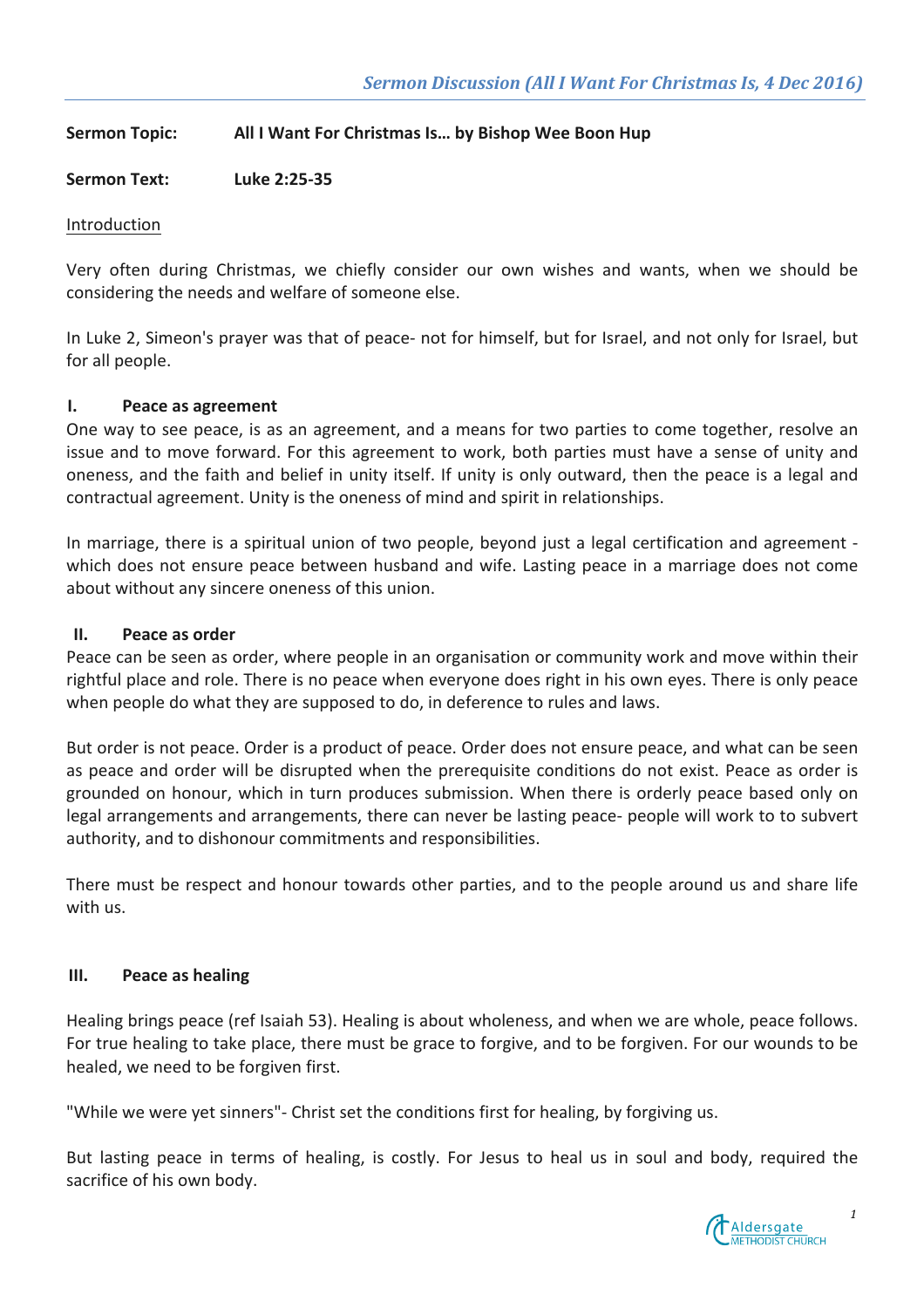**Sermon Topic:** **All I Want For Christmas Is… by Bishop Wee Boon Hup**

**Sermon Text:** **Luke 2:25-35**

## Introduction

Very often during Christmas, we chiefly consider our own wishes and wants, when we should be considering the needs and welfare of someone else.

In Luke 2, Simeon's prayer was that of peace- not for himself, but for Israel, and not only for Israel, but for all people.

### I. Peace as agreement

One way to see peace, is as an agreement, and a means for two parties to come together, resolve an issue and to move forward. For this agreement to work, both parties must have a sense of unity and oneness, and the faith and belief in unity itself. If unity is only outward, then the peace is a legal and contractual agreement. Unity is the oneness of mind and spirit in relationships.

In marriage, there is a spiritual union of two people, beyond just a legal certification and agreement - which does not ensure peace between husband and wife. Lasting peace in a marriage does not come about without any sincere oneness of this union.

### II. Peace as order

Peace can be seen as order, where people in an organisation or community work and move within their rightful place and role. There is no peace when everyone does right in his own eyes. There is only peace when people do what they are supposed to do, in deference to rules and laws.

But order is not peace. Order is a product of peace. Order does not ensure peace, and what can be seen as peace and order will be disrupted when the prerequisite conditions do not exist. Peace as order is grounded on honour, which in turn produces submission. When there is orderly peace based only on legal arrangements and arrangements, there can never be lasting peace- people will work to to subvert authority, and to dishonour commitments and responsibilities.

There must be respect and honour towards other parties, and to the people around us and share life with us.

### III. Peace as healing

Healing brings peace (ref Isaiah 53). Healing is about wholeness, and when we are whole, peace follows. For true healing to take place, there must be grace to forgive, and to be forgiven. For our wounds to be healed, we need to be forgiven first.

"While we were yet sinners"- Christ set the conditions first for healing, by forgiving us.

But lasting peace in terms of healing, is costly. For Jesus to heal us in soul and body, required the sacrifice of his own body.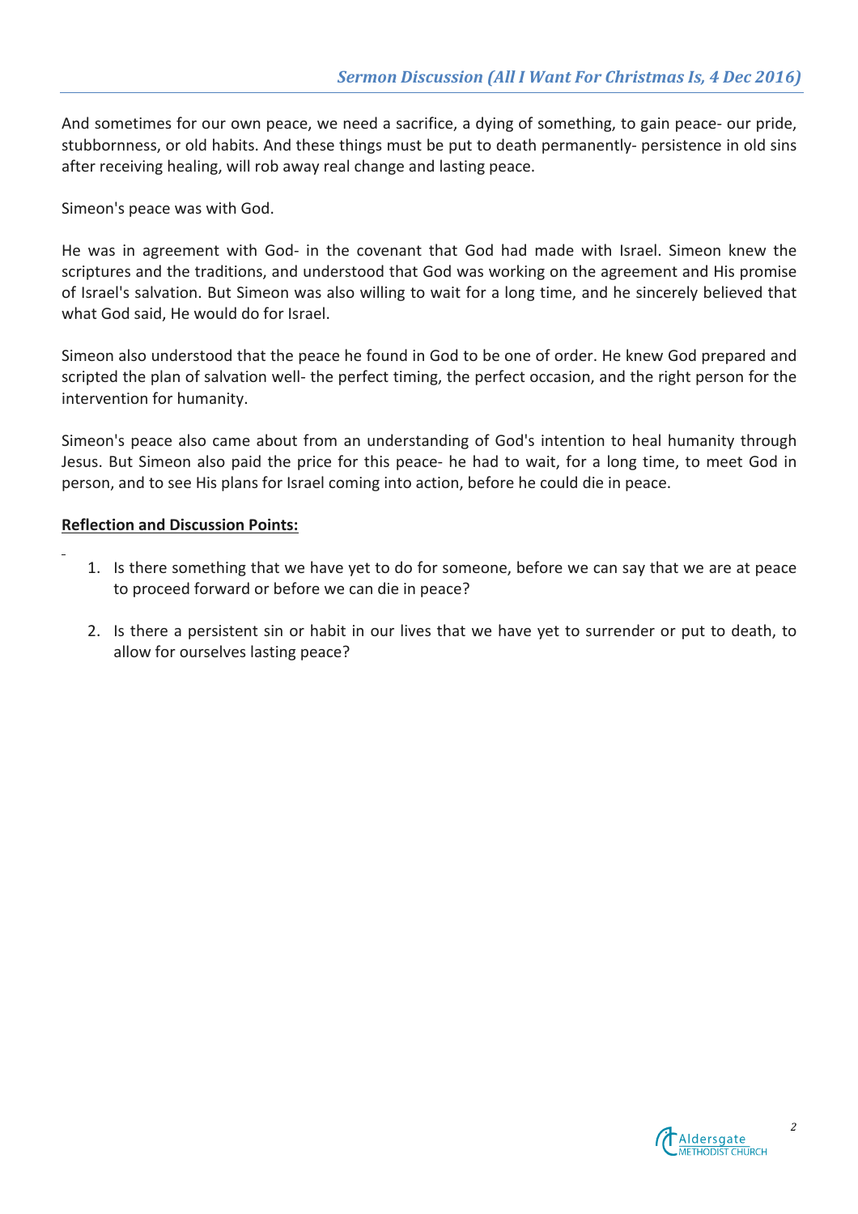And sometimes for our own peace, we need a sacrifice, a dying of something, to gain peace- our pride, stubbornness, or old habits. And these things must be put to death permanently- persistence in old sins after receiving healing, will rob away real change and lasting peace.

Simeon's peace was with God.

He was in agreement with God- in the covenant that God had made with Israel. Simeon knew the scriptures and the traditions, and understood that God was working on the agreement and His promise of Israel's salvation. But Simeon was also willing to wait for a long time, and he sincerely believed that what God said, He would do for Israel.

Simeon also understood that the peace he found in God to be one of order. He knew God prepared and scripted the plan of salvation well- the perfect timing, the perfect occasion, and the right person for the intervention for humanity.

Simeon's peace also came about from an understanding of God's intention to heal humanity through Jesus. But Simeon also paid the price for this peace- he had to wait, for a long time, to meet God in person, and to see His plans for Israel coming into action, before he could die in peace.

**Reflection and Discussion Points:**

1. Is there something that we have yet to do for someone, before we can say that we are at peace to proceed forward or before we can die in peace?
2. Is there a persistent sin or habit in our lives that we have yet to surrender or put to death, to allow for ourselves lasting peace?